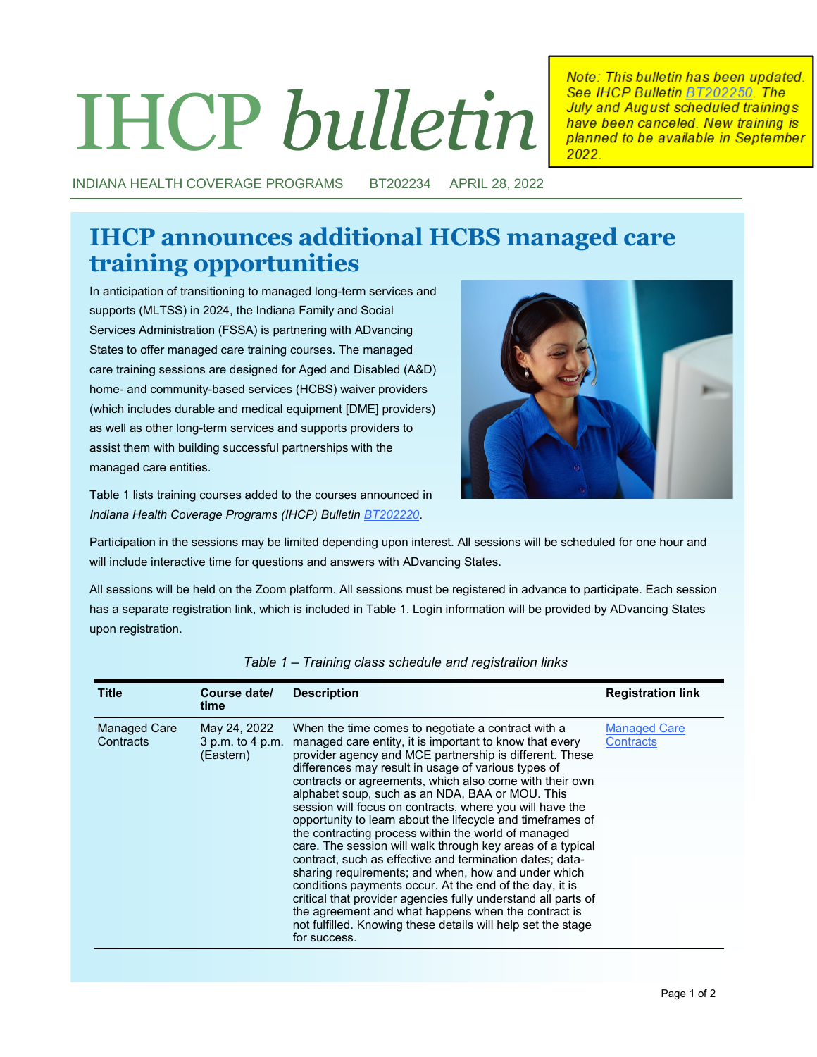# IHCP *bulletin*

> *Note: This bulletin has been updated. See IHCP Bulletin [BT202250](). The July and August scheduled trainings have been canceled. New training is planned to be available in September 2022.*

INDIANA HEALTH COVERAGE PROGRAMS BT202234 APRIL 28, 2022

## IHCP announces additional HCBS managed care training opportunities

In anticipation of transitioning to managed long-term services and supports (MLTSS) in 2024, the Indiana Family and Social Services Administration (FSSA) is partnering with ADvancing States to offer managed care training courses. The managed care training sessions are designed for Aged and Disabled (A&D) home- and community-based services (HCBS) waiver providers (which includes durable and medical equipment [DME] providers) as well as other long-term services and supports providers to assist them with building successful partnerships with the managed care entities.

Table 1 lists training courses added to the courses announced in *Indiana Health Coverage Programs (IHCP) Bulletin [BT202220]()*.

Participation in the sessions may be limited depending upon interest. All sessions will be scheduled for one hour and will include interactive time for questions and answers with ADvancing States.

All sessions will be held on the Zoom platform. All sessions must be registered in advance to participate. Each session has a separate registration link, which is included in Table 1. Login information will be provided by ADvancing States upon registration.

*Table 1 – Training class schedule and registration links*

| Title | Course date/ time | Description | Registration link |
|---|---|---|---|
| Managed Care Contracts | May 24, 2022 3 p.m. to 4 p.m. (Eastern) | When the time comes to negotiate a contract with a managed care entity, it is important to know that every provider agency and MCE partnership is different. These differences may result in usage of various types of contracts or agreements, which also come with their own alphabet soup, such as an NDA, BAA or MOU. This session will focus on contracts, where you will have the opportunity to learn about the lifecycle and timeframes of the contracting process within the world of managed care. The session will walk through key areas of a typical contract, such as effective and termination dates; data-sharing requirements; and when, how and under which conditions payments occur. At the end of the day, it is critical that provider agencies fully understand all parts of the agreement and what happens when the contract is not fulfilled. Knowing these details will help set the stage for success. | [Managed Care Contracts]() |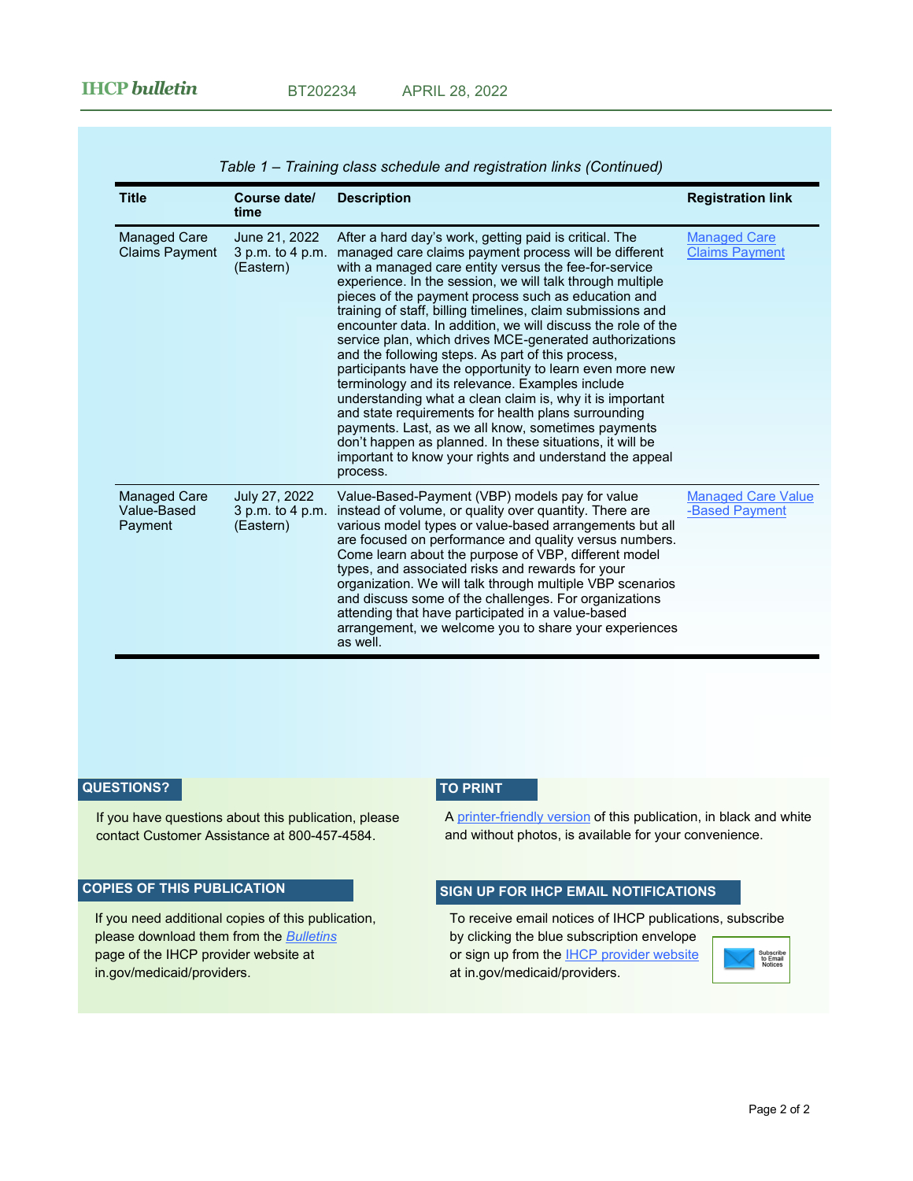*Table 1 – Training class schedule and registration links (Continued)*

| Title | Course date/ time | Description | Registration link |
|---|---|---|---|
| Managed Care Claims Payment | June 21, 2022 3 p.m. to 4 p.m. (Eastern) | After a hard day's work, getting paid is critical. The managed care claims payment process will be different with a managed care entity versus the fee-for-service experience. In the session, we will talk through multiple pieces of the payment process such as education and training of staff, billing timelines, claim submissions and encounter data. In addition, we will discuss the role of the service plan, which drives MCE-generated authorizations and the following steps. As part of this process, participants have the opportunity to learn even more new terminology and its relevance. Examples include understanding what a clean claim is, why it is important and state requirements for health plans surrounding payments. Last, as we all know, sometimes payments don't happen as planned. In these situations, it will be important to know your rights and understand the appeal process. | Managed Care Claims Payment |
| Managed Care Value-Based Payment | July 27, 2022 3 p.m. to 4 p.m. (Eastern) | Value-Based-Payment (VBP) models pay for value instead of volume, or quality over quantity. There are various model types or value-based arrangements but all are focused on performance and quality versus numbers. Come learn about the purpose of VBP, different model types, and associated risks and rewards for your organization. We will talk through multiple VBP scenarios and discuss some of the challenges. For organizations attending that have participated in a value-based arrangement, we welcome you to share your experiences as well. | Managed Care Value -Based Payment |

## QUESTIONS?

If you have questions about this publication, please contact Customer Assistance at 800-457-4584.

## COPIES OF THIS PUBLICATION

If you need additional copies of this publication, please download them from the *Bulletins* page of the IHCP provider website at in.gov/medicaid/providers.

## TO PRINT

A printer-friendly version of this publication, in black and white and without photos, is available for your convenience.

## SIGN UP FOR IHCP EMAIL NOTIFICATIONS

To receive email notices of IHCP publications, subscribe by clicking the blue subscription envelope or sign up from the IHCP provider website at in.gov/medicaid/providers.